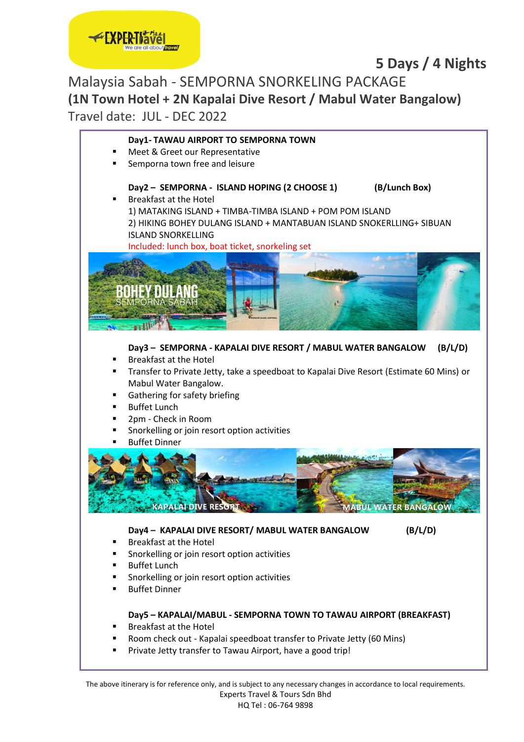# 5 Days / 4 Nights

## Malaysia Sabah - SEMPORNA SNORKELING PACKAGE

**(1N Town Hotel + 2N Kapalai Dive Resort / Mabul Water Bangalow)**

Travel date: JUL - DEC 2022

**Day1- TAWAU AIRPORT TO SEMPORNA TOWN**

- Meet & Greet our Representative
- Semporna town free and leisure

**Day2 – SEMPORNA - ISLAND HOPING (2 CHOOSE 1) (B/Lunch Box)**

- Breakfast at the Hotel

1) MATAKING ISLAND + TIMBA-TIMBA ISLAND + POM POM ISLAND
2) HIKING BOHEY DULANG ISLAND + MANTABUAN ISLAND SNOKERLLING+ SIBUAN ISLAND SNORKELLING

Included: lunch box, boat ticket, snorkeling set

**Day3 – SEMPORNA - KAPALAI DIVE RESORT / MABUL WATER BANGALOW (B/L/D)**

- Breakfast at the Hotel
- Transfer to Private Jetty, take a speedboat to Kapalai Dive Resort (Estimate 60 Mins) or Mabul Water Bangalow.
- Gathering for safety briefing
- Buffet Lunch
- 2pm - Check in Room
- Snorkelling or join resort option activities
- Buffet Dinner

**Day4 – KAPALAI DIVE RESORT/ MABUL WATER BANGALOW (B/L/D)**

- Breakfast at the Hotel
- Snorkelling or join resort option activities
- Buffet Lunch
- Snorkelling or join resort option activities
- Buffet Dinner

**Day5 – KAPALAI/MABUL - SEMPORNA TOWN TO TAWAU AIRPORT (BREAKFAST)**

- Breakfast at the Hotel
- Room check out - Kapalai speedboat transfer to Private Jetty (60 Mins)
- Private Jetty transfer to Tawau Airport, have a good trip!

The above itinerary is for reference only, and is subject to any necessary changes in accordance to local requirements.
Experts Travel & Tours Sdn Bhd
HQ Tel : 06-764 9898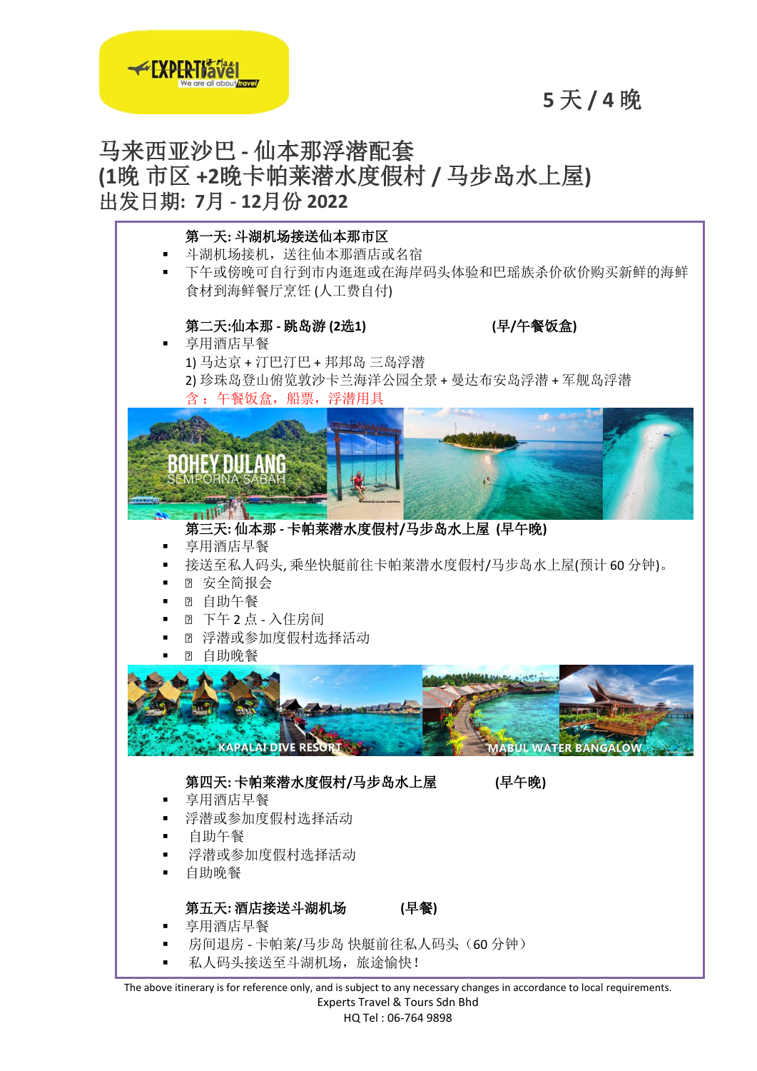5 天 / 4 晚

# 马来西亚沙巴 - 仙本那浮潜配套
## (1晚 市区 +2晚卡帕莱潜水度假村 / 马步岛水上屋)
## 出发日期: 7月 - 12月份 2022

**第一天: 斗湖机场接送仙本那市区**

- 斗湖机场接机，送往仙本那酒店或名宿
- 下午或傍晚可自行到市内逛逛或在海岸码头体验和巴瑶族杀价砍价购买新鲜的海鲜食材到海鲜餐厅烹饪 (人工费自付)

**第二天:仙本那 - 跳岛游 (2选1)** **(早/午餐饭盒)**

- 享用酒店早餐
  1) 马达京 + 汀巴汀巴 + 邦邦岛 三岛浮潜
  2) 珍珠岛登山俯览敦沙卡兰海洋公园全景 + 曼达布安岛浮潜 + 军舰岛浮潜
  含：午餐饭盒，船票，浮潜用具

BOHEY DULANG SEMPORNA SABAH

**第三天: 仙本那 - 卡帕莱潜水度假村/马步岛水上屋 (早午晚)**

- 享用酒店早餐
- 接送至私人码头, 乘坐快艇前往卡帕莱潜水度假村/马步岛水上屋(预计 60 分钟)。
- 安全简报会
- 自助午餐
- 下午 2 点 - 入住房间
- 浮潜或参加度假村选择活动
- 自助晚餐

KAPALAI DIVE RESORT　MABUL WATER BANGALOW

**第四天: 卡帕莱潜水度假村/马步岛水上屋** **(早午晚)**

- 享用酒店早餐
- 浮潜或参加度假村选择活动
- 自助午餐
- 浮潜或参加度假村选择活动
- 自助晚餐

**第五天: 酒店接送斗湖机场** **(早餐)**

- 享用酒店早餐
- 房间退房 - 卡帕莱/马步岛 快艇前往私人码头（60 分钟）
- 私人码头接送至斗湖机场，旅途愉快！

The above itinerary is for reference only, and is subject to any necessary changes in accordance to local requirements.

Experts Travel & Tours Sdn Bhd

HQ Tel : 06-764 9898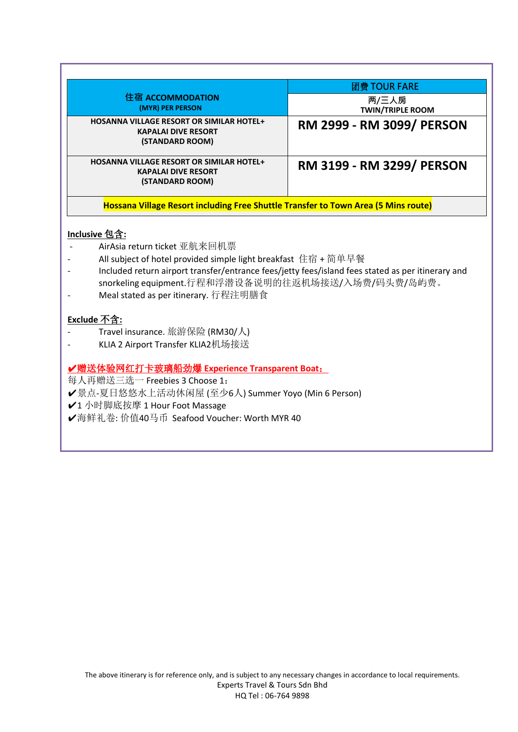| 住宿 ACCOMMODATION<br>(MYR) PER PERSON | 团费 TOUR FARE<br>两/三人房<br>TWIN/TRIPLE ROOM |
|---|---|
| HOSANNA VILLAGE RESORT OR SIMILAR HOTEL+<br>KAPALAI DIVE RESORT<br>(STANDARD ROOM) | **RM 2999 - RM 3099/ PERSON** |
| HOSANNA VILLAGE RESORT OR SIMILAR HOTEL+<br>KAPALAI DIVE RESORT<br>(STANDARD ROOM) | **RM 3199 - RM 3299/ PERSON** |
| **Hossana Village Resort including Free Shuttle Transfer to Town Area (5 Mins route)** | |

**Inclusive 包含:**

- AirAsia return ticket 亚航来回机票
- All subject of hotel provided simple light breakfast 住宿 + 简单早餐
- Included return airport transfer/entrance fees/jetty fees/island fees stated as per itinerary and snorkeling equipment.行程和浮潜设备说明的往返机场接送/入场费/码头费/岛屿费。
- Meal stated as per itinerary. 行程注明膳食

**Exclude 不含:**

- Travel insurance. 旅游保险 (RM30/人)
- KLIA 2 Airport Transfer KLIA2机场接送

**✔赠送体验网红打卡玻璃船劲爆 Experience Transparent Boat：**

每人再赠送三选一 Freebies 3 Choose 1：

✔景点-夏日悠悠水上活动休闲屋 (至少6人) Summer Yoyo (Min 6 Person)

✔1 小时脚底按摩 1 Hour Foot Massage

✔海鲜礼卷: 价值40马币 Seafood Voucher: Worth MYR 40

The above itinerary is for reference only, and is subject to any necessary changes in accordance to local requirements.
Experts Travel & Tours Sdn Bhd
HQ Tel : 06-764 9898